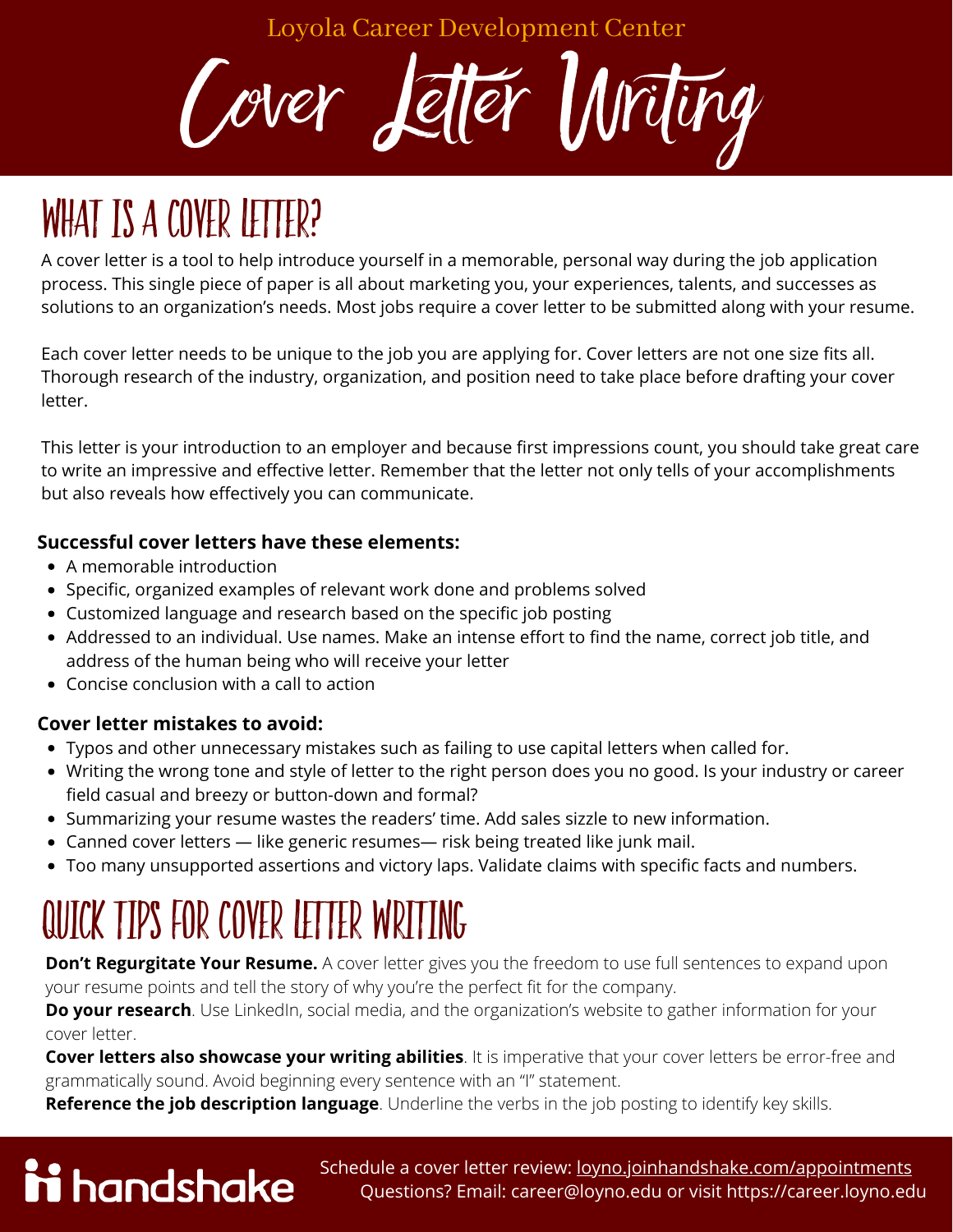Loyola Career Development Center

# Cover Letter Writing

## WHAT IS A COVER LETTER?

A cover letter is a tool to help introduce yourself in a memorable, personal way during the job application process. This single piece of paper is all about marketing you, your experiences, talents, and successes as solutions to an organization's needs. Most jobs require a cover letter to be submitted along with your resume.

Each cover letter needs to be unique to the job you are applying for. Cover letters are not one size fits all. Thorough research of the industry, organization, and position need to take place before drafting your cover letter.

This letter is your introduction to an employer and because first impressions count, you should take great care to write an impressive and effective letter. Remember that the letter not only tells of your accomplishments but also reveals how effectively you can communicate.

**Successful cover letters have these elements:**

- A memorable introduction
- Specific, organized examples of relevant work done and problems solved
- Customized language and research based on the specific job posting
- Addressed to an individual. Use names. Make an intense effort to find the name, correct job title, and address of the human being who will receive your letter
- Concise conclusion with a call to action

**Cover letter mistakes to avoid:**

- Typos and other unnecessary mistakes such as failing to use capital letters when called for.
- Writing the wrong tone and style of letter to the right person does you no good. Is your industry or career field casual and breezy or button-down and formal?
- Summarizing your resume wastes the readers' time. Add sales sizzle to new information.
- Canned cover letters — like generic resumes— risk being treated like junk mail.
- Too many unsupported assertions and victory laps. Validate claims with specific facts and numbers.

## QUICK TIPS FOR COVER LETTER WRITING

**Don't Regurgitate Your Resume.** A cover letter gives you the freedom to use full sentences to expand upon your resume points and tell the story of why you're the perfect fit for the company.

**Do your research**. Use LinkedIn, social media, and the organization's website to gather information for your cover letter.

**Cover letters also showcase your writing abilities**. It is imperative that your cover letters be error-free and grammatically sound. Avoid beginning every sentence with an "I" statement.

**Reference the job description language**. Underline the verbs in the job posting to identify key skills.

handshake

Schedule a cover letter review: loyno.joinhandshake.com/appointments
Questions? Email: career@loyno.edu or visit https://career.loyno.edu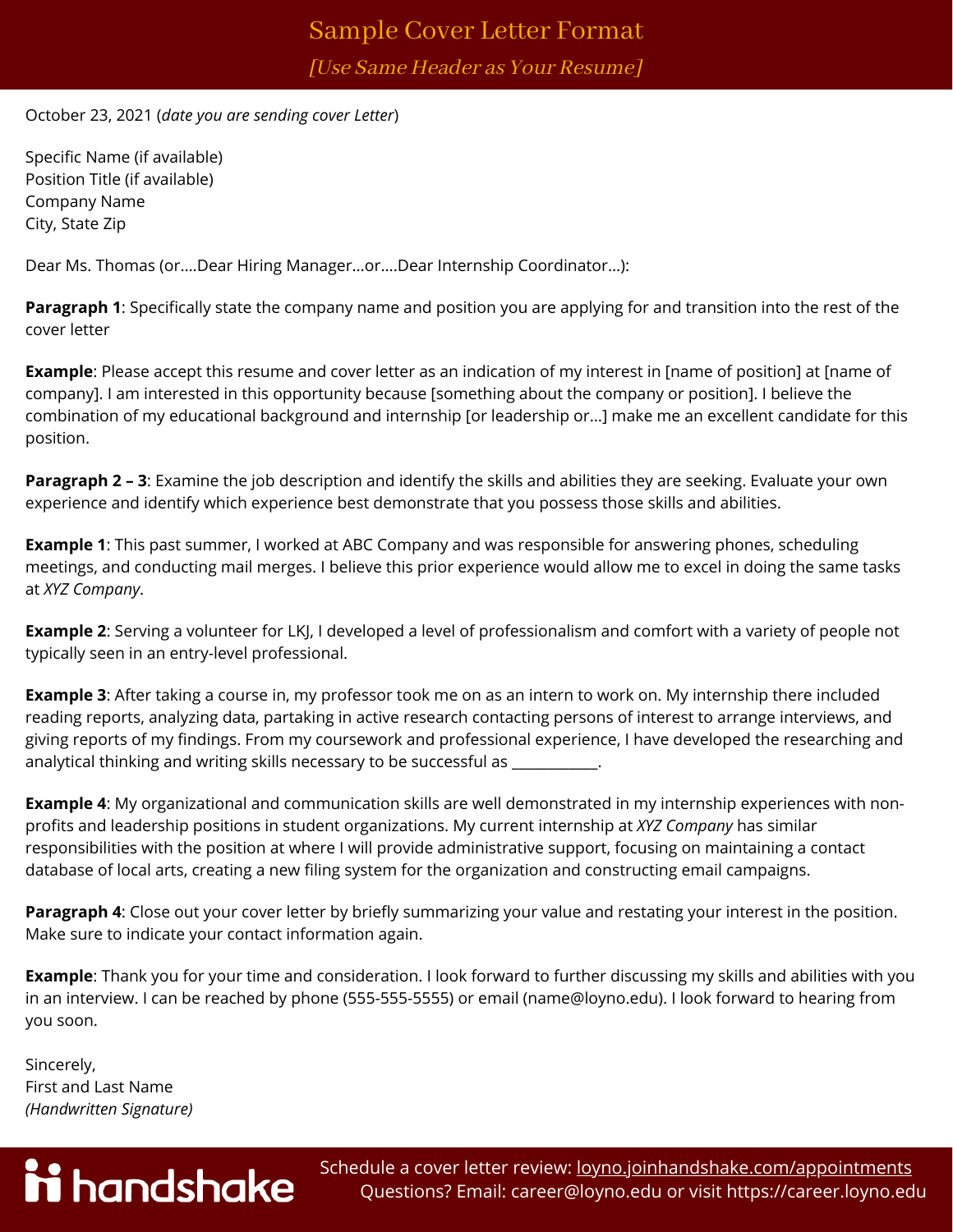# Sample Cover Letter Format

*[Use Same Header as Your Resume]*

October 23, 2021 (*date you are sending cover Letter*)

Specific Name (if available)
Position Title (if available)
Company Name
City, State Zip

Dear Ms. Thomas (or….Dear Hiring Manager…or….Dear Internship Coordinator…):

**Paragraph 1**: Specifically state the company name and position you are applying for and transition into the rest of the cover letter

**Example**: Please accept this resume and cover letter as an indication of my interest in [name of position] at [name of company]. I am interested in this opportunity because [something about the company or position]. I believe the combination of my educational background and internship [or leadership or…] make me an excellent candidate for this position.

**Paragraph 2 – 3**: Examine the job description and identify the skills and abilities they are seeking. Evaluate your own experience and identify which experience best demonstrate that you possess those skills and abilities.

**Example 1**: This past summer, I worked at ABC Company and was responsible for answering phones, scheduling meetings, and conducting mail merges. I believe this prior experience would allow me to excel in doing the same tasks at *XYZ Company*.

**Example 2**: Serving a volunteer for LKJ, I developed a level of professionalism and comfort with a variety of people not typically seen in an entry-level professional.

**Example 3**: After taking a course in, my professor took me on as an intern to work on. My internship there included reading reports, analyzing data, partaking in active research contacting persons of interest to arrange interviews, and giving reports of my findings. From my coursework and professional experience, I have developed the researching and analytical thinking and writing skills necessary to be successful as ___________.

**Example 4**: My organizational and communication skills are well demonstrated in my internship experiences with non-profits and leadership positions in student organizations. My current internship at *XYZ Company* has similar responsibilities with the position at where I will provide administrative support, focusing on maintaining a contact database of local arts, creating a new filing system for the organization and constructing email campaigns.

**Paragraph 4**: Close out your cover letter by briefly summarizing your value and restating your interest in the position. Make sure to indicate your contact information again.

**Example**: Thank you for your time and consideration. I look forward to further discussing my skills and abilities with you in an interview. I can be reached by phone (555-555-5555) or email (name@loyno.edu). I look forward to hearing from you soon.

Sincerely,
First and Last Name
*(Handwritten Signature)*

handshake

Schedule a cover letter review: loyno.joinhandshake.com/appointments
Questions? Email: career@loyno.edu or visit https://career.loyno.edu